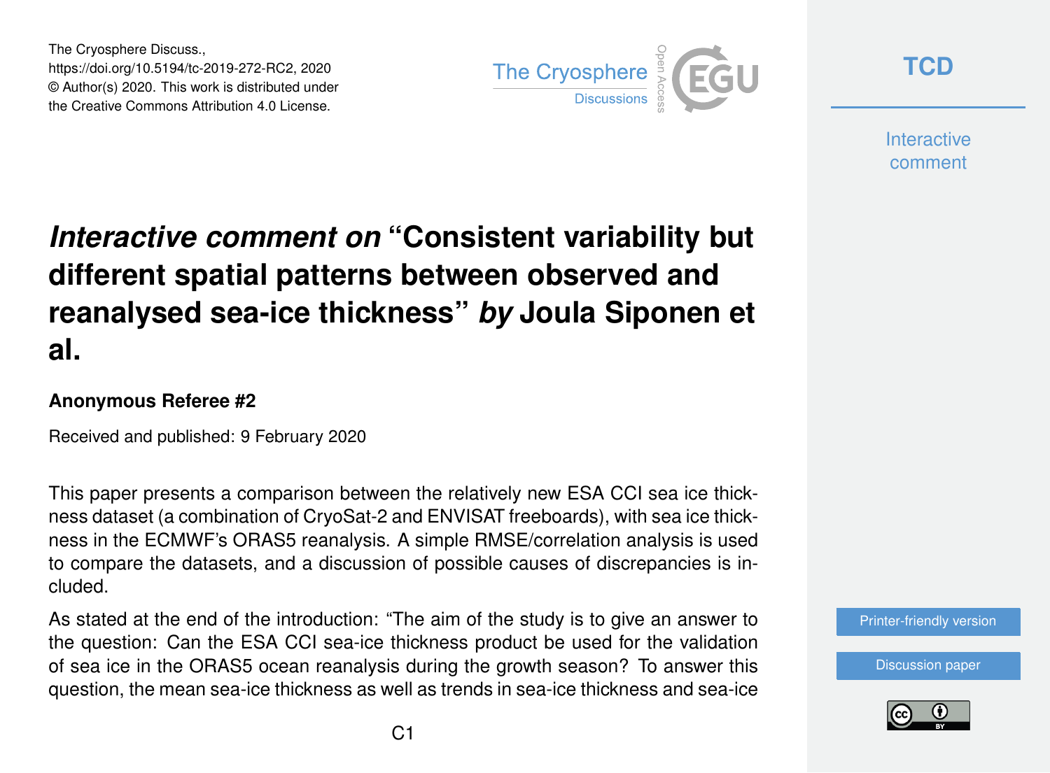The Cryosphere Discuss.,
https://doi.org/10.5194/tc-2019-272-RC2, 2020
© Author(s) 2020. This work is distributed under
the Creative Commons Attribution 4.0 License.

# *Interactive comment on* "Consistent variability but different spatial patterns between observed and reanalysed sea-ice thickness" *by* Joula Siponen et al.

### Anonymous Referee #2

Received and published: 9 February 2020

This paper presents a comparison between the relatively new ESA CCI sea ice thickness dataset (a combination of CryoSat-2 and ENVISAT freeboards), with sea ice thickness in the ECMWF's ORAS5 reanalysis. A simple RMSE/correlation analysis is used to compare the datasets, and a discussion of possible causes of discrepancies is included.

As stated at the end of the introduction: "The aim of the study is to give an answer to the question: Can the ESA CCI sea-ice thickness product be used for the validation of sea ice in the ORAS5 ocean reanalysis during the growth season? To answer this question, the mean sea-ice thickness as well as trends in sea-ice thickness and sea-ice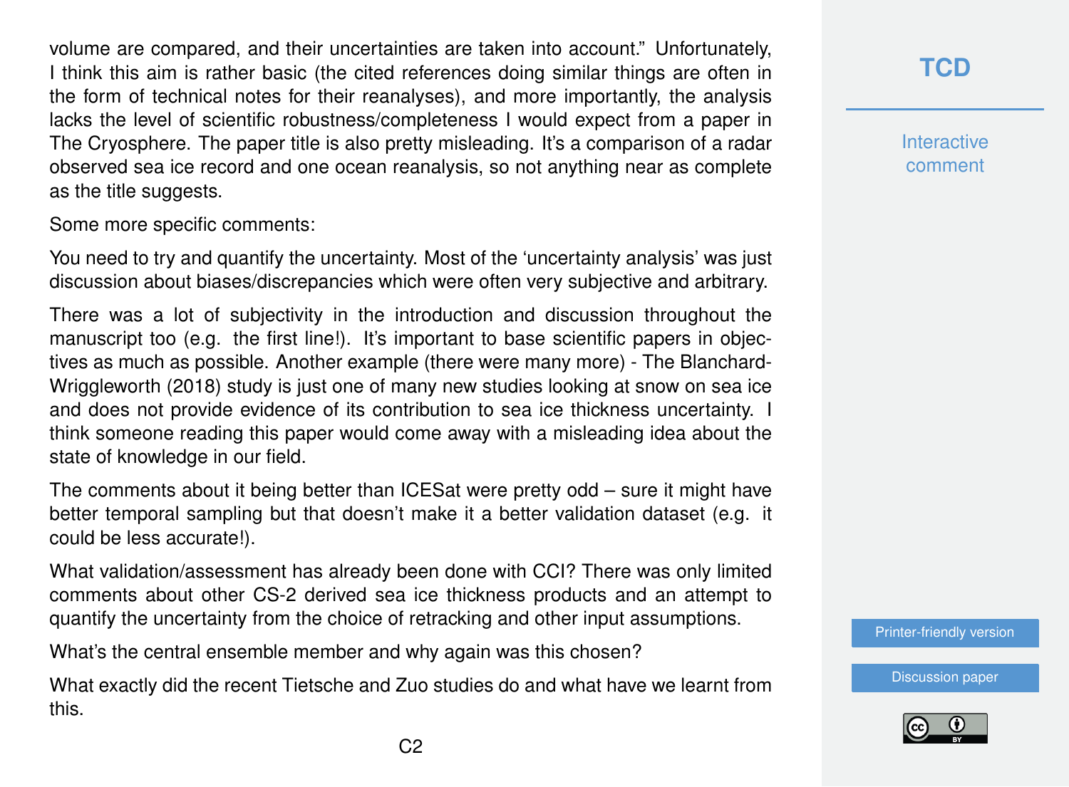volume are compared, and their uncertainties are taken into account.” Unfortunately, I think this aim is rather basic (the cited references doing similar things are often in the form of technical notes for their reanalyses), and more importantly, the analysis lacks the level of scientific robustness/completeness I would expect from a paper in The Cryosphere. The paper title is also pretty misleading. It’s a comparison of a radar observed sea ice record and one ocean reanalysis, so not anything near as complete as the title suggests.

Some more specific comments:

You need to try and quantify the uncertainty. Most of the ‘uncertainty analysis’ was just discussion about biases/discrepancies which were often very subjective and arbitrary.

There was a lot of subjectivity in the introduction and discussion throughout the manuscript too (e.g. the first line!). It’s important to base scientific papers in objectives as much as possible. Another example (there were many more) - The Blanchard-Wriggleworth (2018) study is just one of many new studies looking at snow on sea ice and does not provide evidence of its contribution to sea ice thickness uncertainty. I think someone reading this paper would come away with a misleading idea about the state of knowledge in our field.

The comments about it being better than ICESat were pretty odd – sure it might have better temporal sampling but that doesn’t make it a better validation dataset (e.g. it could be less accurate!).

What validation/assessment has already been done with CCI? There was only limited comments about other CS-2 derived sea ice thickness products and an attempt to quantify the uncertainty from the choice of retracking and other input assumptions.

What’s the central ensemble member and why again was this chosen?

What exactly did the recent Tietsche and Zuo studies do and what have we learnt from this.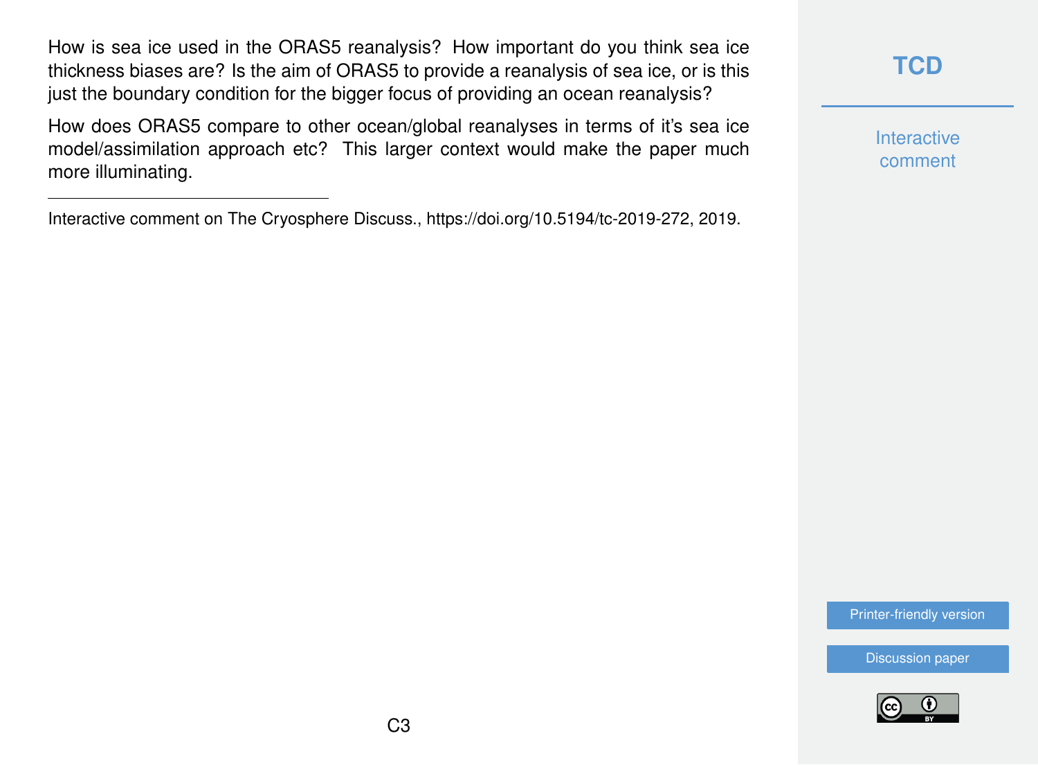How is sea ice used in the ORAS5 reanalysis? How important do you think sea ice thickness biases are? Is the aim of ORAS5 to provide a reanalysis of sea ice, or is this just the boundary condition for the bigger focus of providing an ocean reanalysis?

How does ORAS5 compare to other ocean/global reanalyses in terms of it's sea ice model/assimilation approach etc? This larger context would make the paper much more illuminating.

---

Interactive comment on The Cryosphere Discuss., https://doi.org/10.5194/tc-2019-272, 2019.